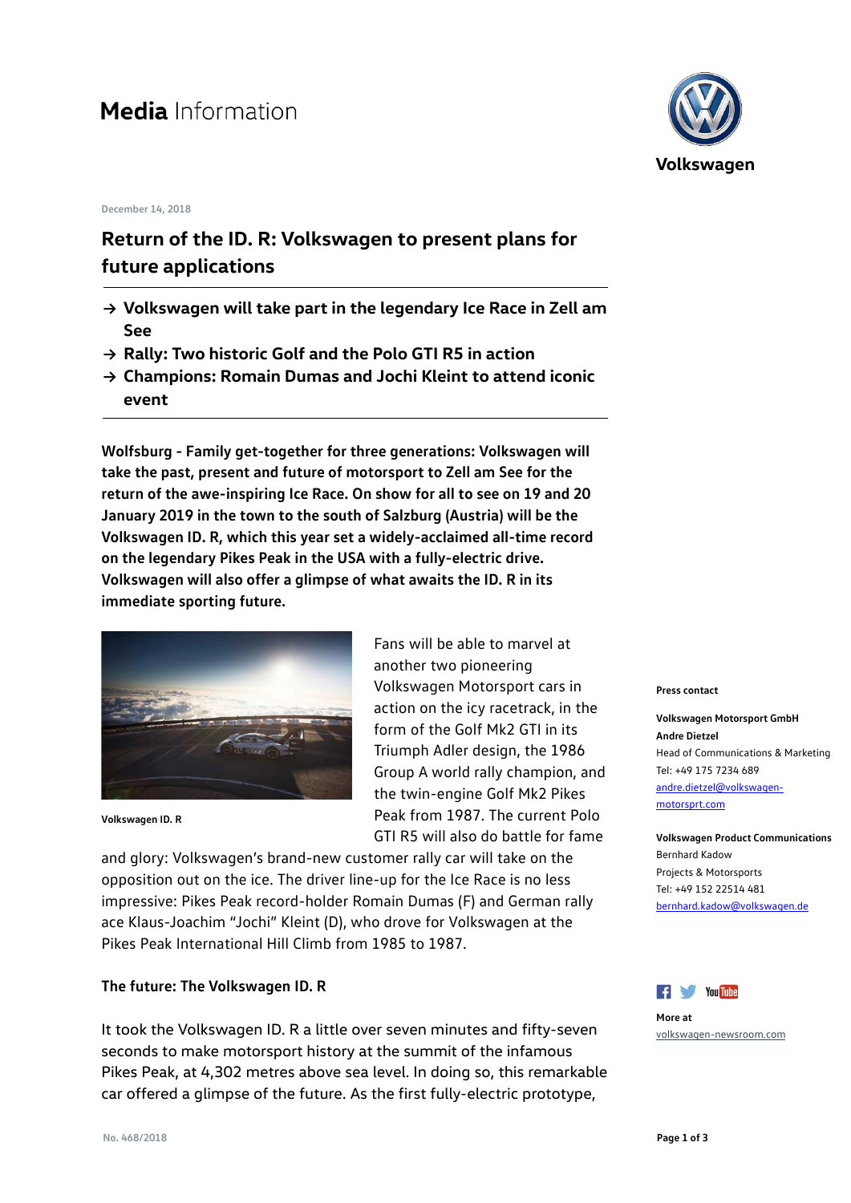# **Media** Information

December 14, 2018

## Return of the ID. R: Volkswagen to present plans for future applications

- → Volkswagen will take part in the legendary Ice Race in Zell am See
- → Rally: Two historic Golf and the Polo GTI R5 in action
- → Champions: Romain Dumas and Jochi Kleint to attend iconic event

**Wolfsburg - Family get-together for three generations: Volkswagen will take the past, present and future of motorsport to Zell am See for the return of the awe-inspiring Ice Race. On show for all to see on 19 and 20 January 2019 in the town to the south of Salzburg (Austria) will be the Volkswagen ID. R, which this year set a widely-acclaimed all-time record on the legendary Pikes Peak in the USA with a fully-electric drive. Volkswagen will also offer a glimpse of what awaits the ID. R in its immediate sporting future.**

Volkswagen ID. R

Fans will be able to marvel at another two pioneering Volkswagen Motorsport cars in action on the icy racetrack, in the form of the Golf Mk2 GTI in its Triumph Adler design, the 1986 Group A world rally champion, and the twin-engine Golf Mk2 Pikes Peak from 1987. The current Polo GTI R5 will also do battle for fame and glory: Volkswagen's brand-new customer rally car will take on the opposition out on the ice. The driver line-up for the Ice Race is no less impressive: Pikes Peak record-holder Romain Dumas (F) and German rally ace Klaus-Joachim "Jochi" Kleint (D), who drove for Volkswagen at the Pikes Peak International Hill Climb from 1985 to 1987.

### The future: The Volkswagen ID. R

It took the Volkswagen ID. R a little over seven minutes and fifty-seven seconds to make motorsport history at the summit of the infamous Pikes Peak, at 4,302 metres above sea level. In doing so, this remarkable car offered a glimpse of the future. As the first fully-electric prototype,

**Press contact**

**Volkswagen Motorsport GmbH**
**Andre Dietzel**
Head of Communications & Marketing
Tel: +49 175 7234 689
andre.dietzel@volkswagen-motorsprt.com

**Volkswagen Product Communications**
Bernhard Kadow
Projects & Motorsports
Tel: +49 152 22514 481
bernhard.kadow@volkswagen.de

**More at**
volkswagen-newsroom.com

No. 468/2018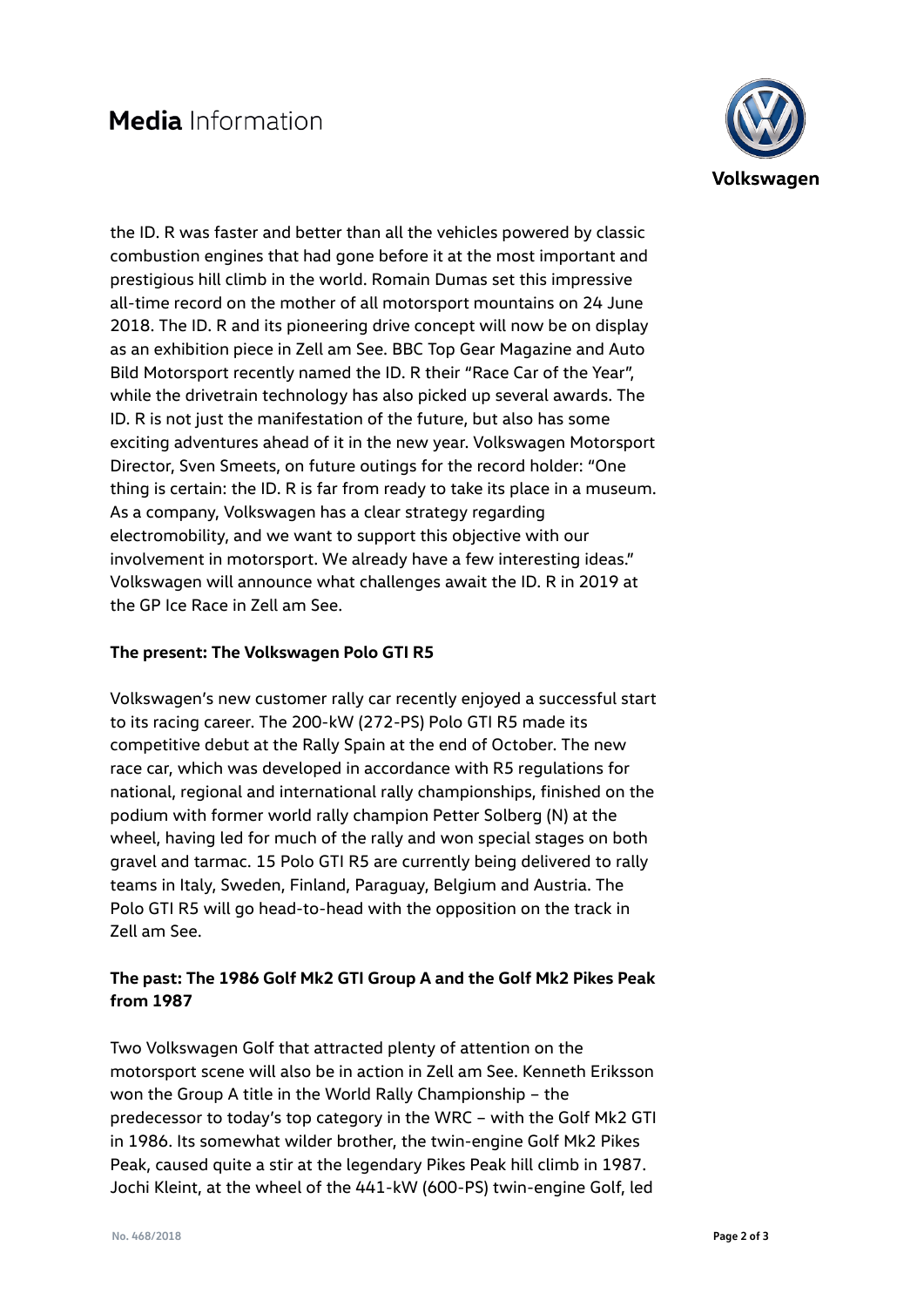the ID. R was faster and better than all the vehicles powered by classic combustion engines that had gone before it at the most important and prestigious hill climb in the world. Romain Dumas set this impressive all-time record on the mother of all motorsport mountains on 24 June 2018. The ID. R and its pioneering drive concept will now be on display as an exhibition piece in Zell am See. BBC Top Gear Magazine and Auto Bild Motorsport recently named the ID. R their "Race Car of the Year", while the drivetrain technology has also picked up several awards. The ID. R is not just the manifestation of the future, but also has some exciting adventures ahead of it in the new year. Volkswagen Motorsport Director, Sven Smeets, on future outings for the record holder: "One thing is certain: the ID. R is far from ready to take its place in a museum. As a company, Volkswagen has a clear strategy regarding electromobility, and we want to support this objective with our involvement in motorsport. We already have a few interesting ideas." Volkswagen will announce what challenges await the ID. R in 2019 at the GP Ice Race in Zell am See.

**The present: The Volkswagen Polo GTI R5**

Volkswagen's new customer rally car recently enjoyed a successful start to its racing career. The 200-kW (272-PS) Polo GTI R5 made its competitive debut at the Rally Spain at the end of October. The new race car, which was developed in accordance with R5 regulations for national, regional and international rally championships, finished on the podium with former world rally champion Petter Solberg (N) at the wheel, having led for much of the rally and won special stages on both gravel and tarmac. 15 Polo GTI R5 are currently being delivered to rally teams in Italy, Sweden, Finland, Paraguay, Belgium and Austria. The Polo GTI R5 will go head-to-head with the opposition on the track in Zell am See.

**The past: The 1986 Golf Mk2 GTI Group A and the Golf Mk2 Pikes Peak from 1987**

Two Volkswagen Golf that attracted plenty of attention on the motorsport scene will also be in action in Zell am See. Kenneth Eriksson won the Group A title in the World Rally Championship – the predecessor to today's top category in the WRC – with the Golf Mk2 GTI in 1986. Its somewhat wilder brother, the twin-engine Golf Mk2 Pikes Peak, caused quite a stir at the legendary Pikes Peak hill climb in 1987. Jochi Kleint, at the wheel of the 441-kW (600-PS) twin-engine Golf, led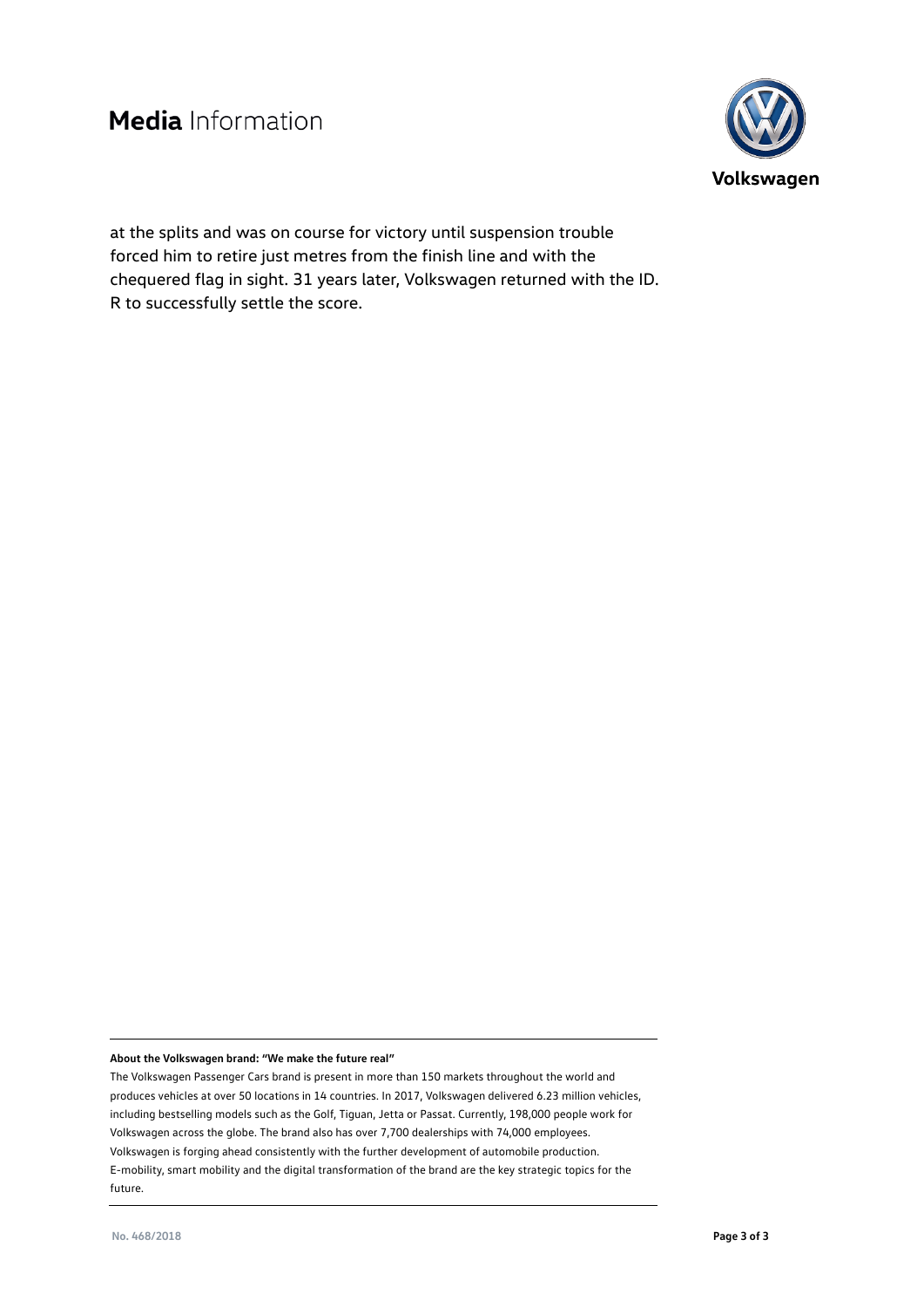at the splits and was on course for victory until suspension trouble forced him to retire just metres from the finish line and with the chequered flag in sight. 31 years later, Volkswagen returned with the ID. R to successfully settle the score.

**About the Volkswagen brand: "We make the future real"**

The Volkswagen Passenger Cars brand is present in more than 150 markets throughout the world and produces vehicles at over 50 locations in 14 countries. In 2017, Volkswagen delivered 6.23 million vehicles, including bestselling models such as the Golf, Tiguan, Jetta or Passat. Currently, 198,000 people work for Volkswagen across the globe. The brand also has over 7,700 dealerships with 74,000 employees. Volkswagen is forging ahead consistently with the further development of automobile production. E-mobility, smart mobility and the digital transformation of the brand are the key strategic topics for the future.

No. 468/2018